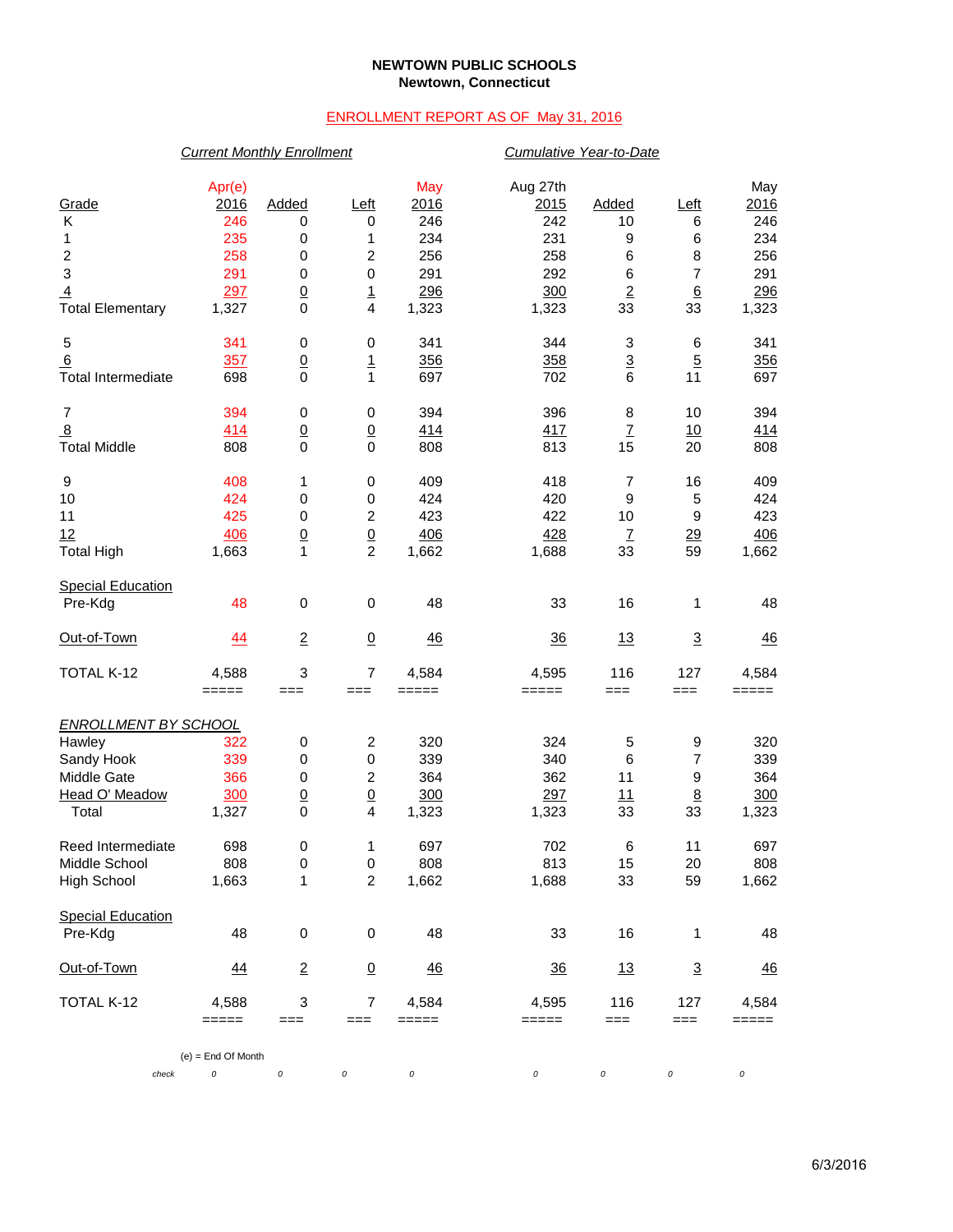**NEWTOWN PUBLIC SCHOOLS**
**Newtown, Connecticut**

ENROLLMENT REPORT AS OF May 31, 2016

| | *Current Monthly Enrollment* | | | | *Cumulative Year-to-Date* | | | |
|---|---|---|---|---|---|---|---|---|
| Grade | Apr(e) 2016 | Added | Left | May 2016 | Aug 27th 2015 | Added | Left | May 2016 |
| K | 246 | 0 | 0 | 246 | 242 | 10 | 6 | 246 |
| 1 | 235 | 0 | 1 | 234 | 231 | 9 | 6 | 234 |
| 2 | 258 | 0 | 2 | 256 | 258 | 6 | 8 | 256 |
| 3 | 291 | 0 | 0 | 291 | 292 | 6 | 7 | 291 |
| 4 | 297 | 0 | 1 | 296 | 300 | 2 | 6 | 296 |
| Total Elementary | 1,327 | 0 | 4 | 1,323 | 1,323 | 33 | 33 | 1,323 |
| | | | | | | | | |
| 5 | 341 | 0 | 0 | 341 | 344 | 3 | 6 | 341 |
| 6 | 357 | 0 | 1 | 356 | 358 | 3 | 5 | 356 |
| Total Intermediate | 698 | 0 | 1 | 697 | 702 | 6 | 11 | 697 |
| | | | | | | | | |
| 7 | 394 | 0 | 0 | 394 | 396 | 8 | 10 | 394 |
| 8 | 414 | 0 | 0 | 414 | 417 | 7 | 10 | 414 |
| Total Middle | 808 | 0 | 0 | 808 | 813 | 15 | 20 | 808 |
| | | | | | | | | |
| 9 | 408 | 1 | 0 | 409 | 418 | 7 | 16 | 409 |
| 10 | 424 | 0 | 0 | 424 | 420 | 9 | 5 | 424 |
| 11 | 425 | 0 | 2 | 423 | 422 | 10 | 9 | 423 |
| 12 | 406 | 0 | 0 | 406 | 428 | 7 | 29 | 406 |
| Total High | 1,663 | 1 | 2 | 1,662 | 1,688 | 33 | 59 | 1,662 |
| | | | | | | | | |
| Special Education | | | | | | | | |
| Pre-Kdg | 48 | 0 | 0 | 48 | 33 | 16 | 1 | 48 |
| | | | | | | | | |
| Out-of-Town | 44 | 2 | 0 | 46 | 36 | 13 | 3 | 46 |
| | | | | | | | | |
| TOTAL K-12 | 4,588 | 3 | 7 | 4,584 | 4,595 | 116 | 127 | 4,584 |
| | | | | | | | | |
| *ENROLLMENT BY SCHOOL* | | | | | | | | |
| Hawley | 322 | 0 | 2 | 320 | 324 | 5 | 9 | 320 |
| Sandy Hook | 339 | 0 | 0 | 339 | 340 | 6 | 7 | 339 |
| Middle Gate | 366 | 0 | 2 | 364 | 362 | 11 | 9 | 364 |
| Head O' Meadow | 300 | 0 | 0 | 300 | 297 | 11 | 8 | 300 |
| Total | 1,327 | 0 | 4 | 1,323 | 1,323 | 33 | 33 | 1,323 |
| | | | | | | | | |
| Reed Intermediate | 698 | 0 | 1 | 697 | 702 | 6 | 11 | 697 |
| Middle School | 808 | 0 | 0 | 808 | 813 | 15 | 20 | 808 |
| High School | 1,663 | 1 | 2 | 1,662 | 1,688 | 33 | 59 | 1,662 |
| | | | | | | | | |
| Special Education | | | | | | | | |
| Pre-Kdg | 48 | 0 | 0 | 48 | 33 | 16 | 1 | 48 |
| | | | | | | | | |
| Out-of-Town | 44 | 2 | 0 | 46 | 36 | 13 | 3 | 46 |
| | | | | | | | | |
| TOTAL K-12 | 4,588 | 3 | 7 | 4,584 | 4,595 | 116 | 127 | 4,584 |

(e) = End Of Month

| check | 0 | 0 | 0 | 0 | 0 | 0 | 0 | 0 |
|---|---|---|---|---|---|---|---|---|

6/3/2016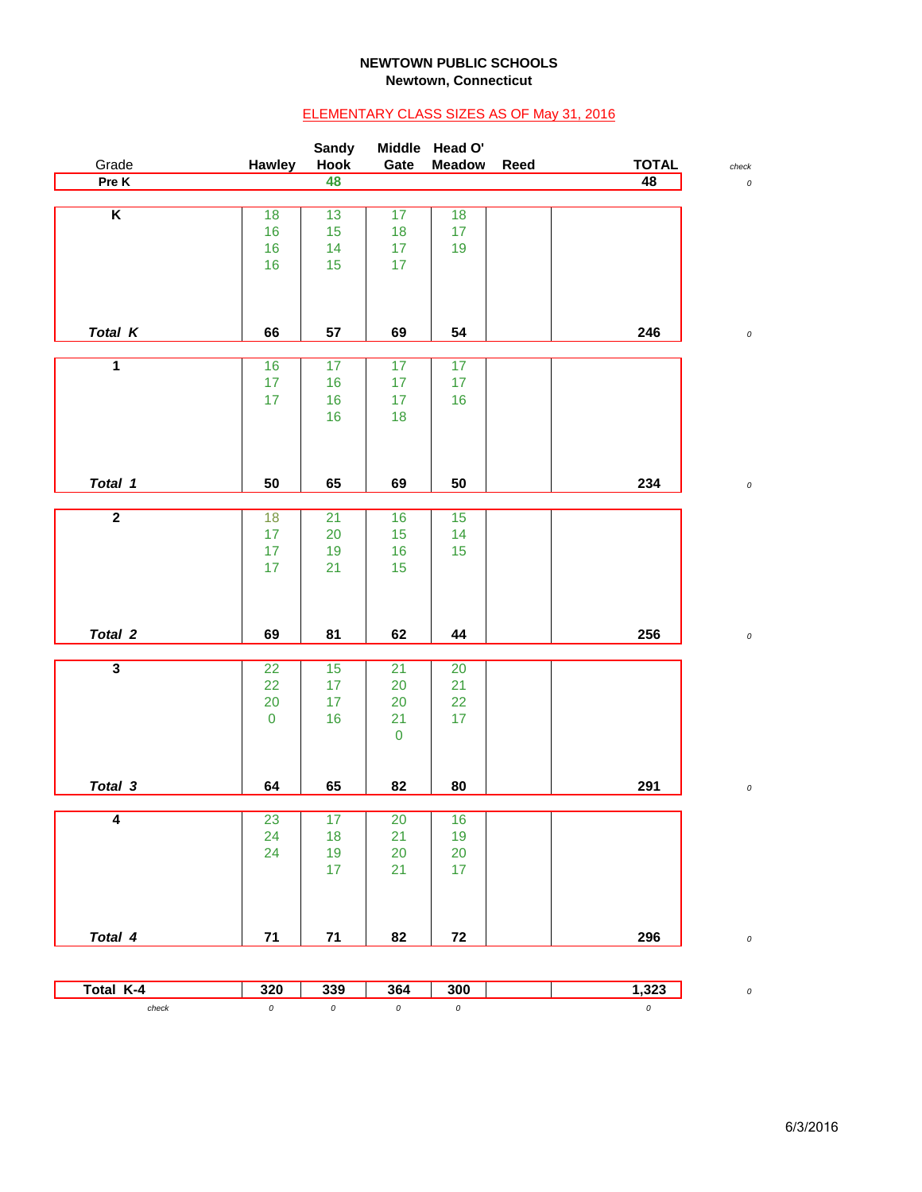**NEWTOWN PUBLIC SCHOOLS**
**Newtown, Connecticut**

ELEMENTARY CLASS SIZES AS OF May 31, 2016

| Grade | Hawley | Sandy Hook | Middle Gate | Head O' Meadow | Reed | TOTAL | check |
|---|---|---|---|---|---|---|---|
| **Pre K** | | 48 | | | | 48 | 0 |
| **K** | 18 | 13 | 17 | 18 | | | |
| | 16 | 15 | 18 | 17 | | | |
| | 16 | 14 | 17 | 19 | | | |
| | 16 | 15 | 17 | | | | |
| ***Total K*** | **66** | **57** | **69** | **54** | | **246** | 0 |
| **1** | 16 | 17 | 17 | 17 | | | |
| | 17 | 16 | 17 | 17 | | | |
| | 17 | 16 | 17 | 16 | | | |
| | | 16 | 18 | | | | |
| ***Total 1*** | **50** | **65** | **69** | **50** | | **234** | 0 |
| **2** | 18 | 21 | 16 | 15 | | | |
| | 17 | 20 | 15 | 14 | | | |
| | 17 | 19 | 16 | 15 | | | |
| | 17 | 21 | 15 | | | | |
| ***Total 2*** | **69** | **81** | **62** | **44** | | **256** | 0 |
| **3** | 22 | 15 | 21 | 20 | | | |
| | 22 | 17 | 20 | 21 | | | |
| | 20 | 17 | 20 | 22 | | | |
| | 0 | 16 | 21 | 17 | | | |
| | | | 0 | | | | |
| ***Total 3*** | **64** | **65** | **82** | **80** | | **291** | 0 |
| **4** | 23 | 17 | 20 | 16 | | | |
| | 24 | 18 | 21 | 19 | | | |
| | 24 | 19 | 20 | 20 | | | |
| | | 17 | 21 | 17 | | | |
| ***Total 4*** | **71** | **71** | **82** | **72** | | **296** | 0 |
| **Total K-4** | **320** | **339** | **364** | **300** | | **1,323** | 0 |
| *check* | *0* | *0* | *0* | *0* | | *0* | |

6/3/2016